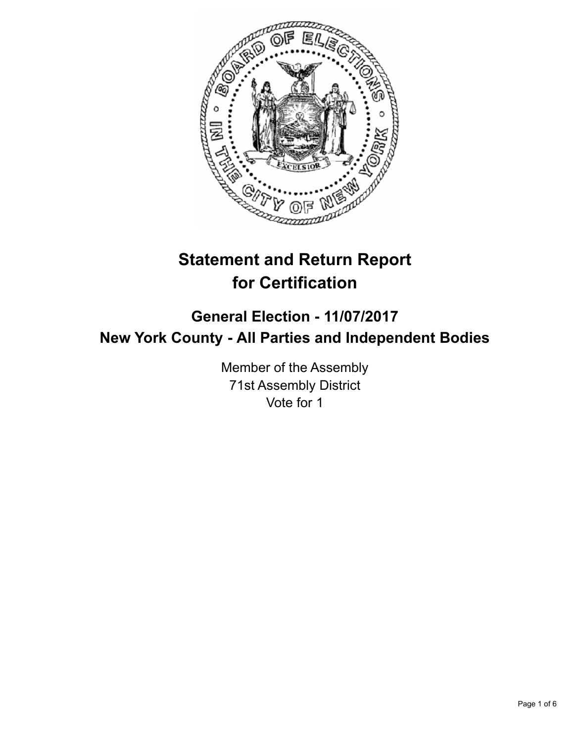# Statement and Return Report for Certification

## General Election - 11/07/2017
## New York County - All Parties and Independent Bodies

Member of the Assembly
71st Assembly District
Vote for 1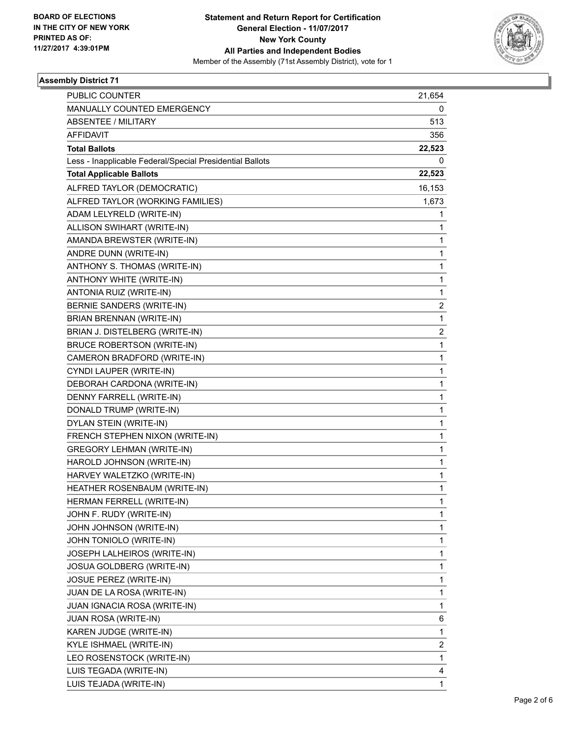**BOARD OF ELECTIONS IN THE CITY OF NEW YORK PRINTED AS OF: 11/27/2017 4:39:01PM**

**Statement and Return Report for Certification**
**General Election - 11/07/2017**
**New York County**
**All Parties and Independent Bodies**
Member of the Assembly (71st Assembly District), vote for 1

## Assembly District 71

| | |
|---|---|
| PUBLIC COUNTER | 21,654 |
| MANUALLY COUNTED EMERGENCY | 0 |
| ABSENTEE / MILITARY | 513 |
| AFFIDAVIT | 356 |
| **Total Ballots** | **22,523** |
| Less - Inapplicable Federal/Special Presidential Ballots | 0 |
| **Total Applicable Ballots** | **22,523** |
| ALFRED TAYLOR (DEMOCRATIC) | 16,153 |
| ALFRED TAYLOR (WORKING FAMILIES) | 1,673 |
| ADAM LELYRELD (WRITE-IN) | 1 |
| ALLISON SWIHART (WRITE-IN) | 1 |
| AMANDA BREWSTER (WRITE-IN) | 1 |
| ANDRE DUNN (WRITE-IN) | 1 |
| ANTHONY S. THOMAS (WRITE-IN) | 1 |
| ANTHONY WHITE (WRITE-IN) | 1 |
| ANTONIA RUIZ (WRITE-IN) | 1 |
| BERNIE SANDERS (WRITE-IN) | 2 |
| BRIAN BRENNAN (WRITE-IN) | 1 |
| BRIAN J. DISTELBERG (WRITE-IN) | 2 |
| BRUCE ROBERTSON (WRITE-IN) | 1 |
| CAMERON BRADFORD (WRITE-IN) | 1 |
| CYNDI LAUPER (WRITE-IN) | 1 |
| DEBORAH CARDONA (WRITE-IN) | 1 |
| DENNY FARRELL (WRITE-IN) | 1 |
| DONALD TRUMP (WRITE-IN) | 1 |
| DYLAN STEIN (WRITE-IN) | 1 |
| FRENCH STEPHEN NIXON (WRITE-IN) | 1 |
| GREGORY LEHMAN (WRITE-IN) | 1 |
| HAROLD JOHNSON (WRITE-IN) | 1 |
| HARVEY WALETZKO (WRITE-IN) | 1 |
| HEATHER ROSENBAUM (WRITE-IN) | 1 |
| HERMAN FERRELL (WRITE-IN) | 1 |
| JOHN F. RUDY (WRITE-IN) | 1 |
| JOHN JOHNSON (WRITE-IN) | 1 |
| JOHN TONIOLO (WRITE-IN) | 1 |
| JOSEPH LALHEIROS (WRITE-IN) | 1 |
| JOSUA GOLDBERG (WRITE-IN) | 1 |
| JOSUE PEREZ (WRITE-IN) | 1 |
| JUAN DE LA ROSA (WRITE-IN) | 1 |
| JUAN IGNACIA ROSA (WRITE-IN) | 1 |
| JUAN ROSA (WRITE-IN) | 6 |
| KAREN JUDGE (WRITE-IN) | 1 |
| KYLE ISHMAEL (WRITE-IN) | 2 |
| LEO ROSENSTOCK (WRITE-IN) | 1 |
| LUIS TEGADA (WRITE-IN) | 4 |
| LUIS TEJADA (WRITE-IN) | 1 |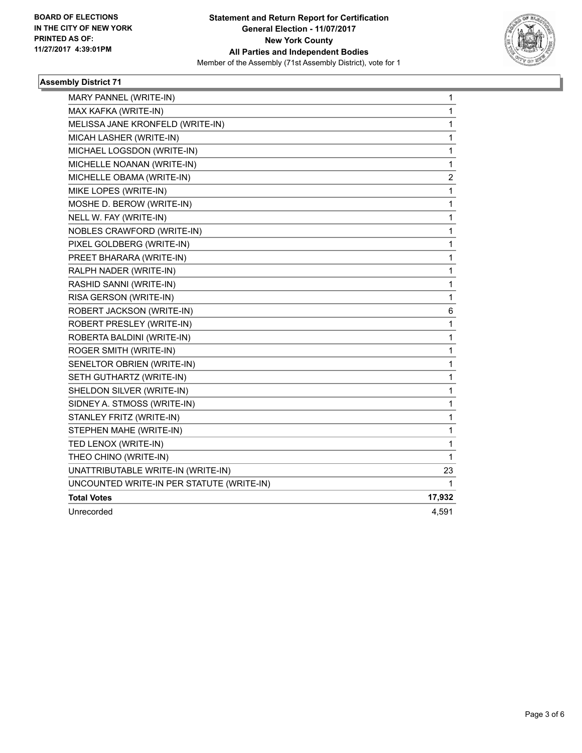**BOARD OF ELECTIONS IN THE CITY OF NEW YORK PRINTED AS OF: 11/27/2017 4:39:01PM**

**Statement and Return Report for Certification**
**General Election - 11/07/2017**
**New York County**
**All Parties and Independent Bodies**
Member of the Assembly (71st Assembly District), vote for 1

### Assembly District 71

| | |
|---|---|
| MARY PANNEL (WRITE-IN) | 1 |
| MAX KAFKA (WRITE-IN) | 1 |
| MELISSA JANE KRONFELD (WRITE-IN) | 1 |
| MICAH LASHER (WRITE-IN) | 1 |
| MICHAEL LOGSDON (WRITE-IN) | 1 |
| MICHELLE NOANAN (WRITE-IN) | 1 |
| MICHELLE OBAMA (WRITE-IN) | 2 |
| MIKE LOPES (WRITE-IN) | 1 |
| MOSHE D. BEROW (WRITE-IN) | 1 |
| NELL W. FAY (WRITE-IN) | 1 |
| NOBLES CRAWFORD (WRITE-IN) | 1 |
| PIXEL GOLDBERG (WRITE-IN) | 1 |
| PREET BHARARA (WRITE-IN) | 1 |
| RALPH NADER (WRITE-IN) | 1 |
| RASHID SANNI (WRITE-IN) | 1 |
| RISA GERSON (WRITE-IN) | 1 |
| ROBERT JACKSON (WRITE-IN) | 6 |
| ROBERT PRESLEY (WRITE-IN) | 1 |
| ROBERTA BALDINI (WRITE-IN) | 1 |
| ROGER SMITH (WRITE-IN) | 1 |
| SENELTOR OBRIEN (WRITE-IN) | 1 |
| SETH GUTHARTZ (WRITE-IN) | 1 |
| SHELDON SILVER (WRITE-IN) | 1 |
| SIDNEY A. STMOSS (WRITE-IN) | 1 |
| STANLEY FRITZ (WRITE-IN) | 1 |
| STEPHEN MAHE (WRITE-IN) | 1 |
| TED LENOX (WRITE-IN) | 1 |
| THEO CHINO (WRITE-IN) | 1 |
| UNATTRIBUTABLE WRITE-IN (WRITE-IN) | 23 |
| UNCOUNTED WRITE-IN PER STATUTE (WRITE-IN) | 1 |
| **Total Votes** | **17,932** |
| Unrecorded | 4,591 |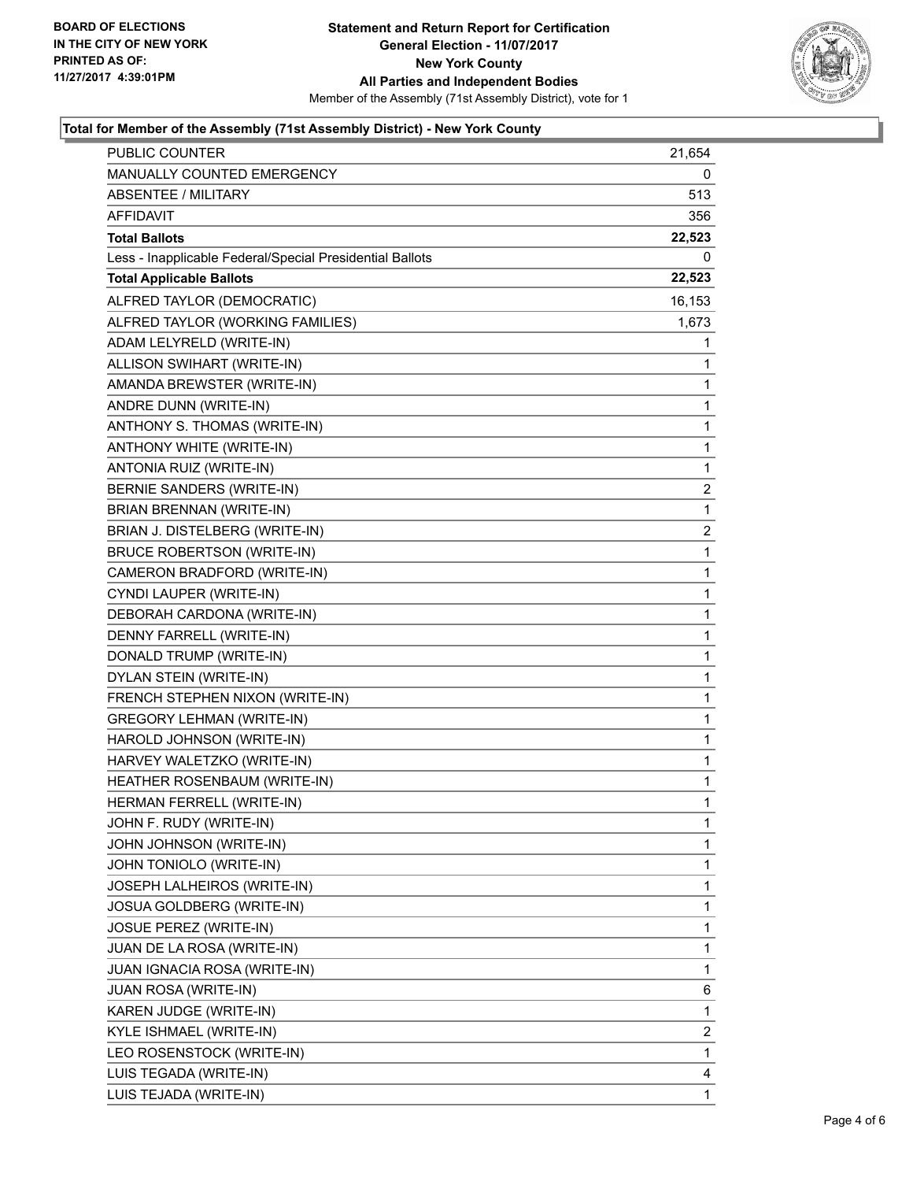BOARD OF ELECTIONS
IN THE CITY OF NEW YORK
PRINTED AS OF:
11/27/2017 4:39:01PM

**Statement and Return Report for Certification**
**General Election - 11/07/2017**
**New York County**
**All Parties and Independent Bodies**
Member of the Assembly (71st Assembly District), vote for 1

### Total for Member of the Assembly (71st Assembly District) - New York County

| | |
|---|---|
| PUBLIC COUNTER | 21,654 |
| MANUALLY COUNTED EMERGENCY | 0 |
| ABSENTEE / MILITARY | 513 |
| AFFIDAVIT | 356 |
| **Total Ballots** | **22,523** |
| Less - Inapplicable Federal/Special Presidential Ballots | 0 |
| **Total Applicable Ballots** | **22,523** |
| ALFRED TAYLOR (DEMOCRATIC) | 16,153 |
| ALFRED TAYLOR (WORKING FAMILIES) | 1,673 |
| ADAM LELYRELD (WRITE-IN) | 1 |
| ALLISON SWIHART (WRITE-IN) | 1 |
| AMANDA BREWSTER (WRITE-IN) | 1 |
| ANDRE DUNN (WRITE-IN) | 1 |
| ANTHONY S. THOMAS (WRITE-IN) | 1 |
| ANTHONY WHITE (WRITE-IN) | 1 |
| ANTONIA RUIZ (WRITE-IN) | 1 |
| BERNIE SANDERS (WRITE-IN) | 2 |
| BRIAN BRENNAN (WRITE-IN) | 1 |
| BRIAN J. DISTELBERG (WRITE-IN) | 2 |
| BRUCE ROBERTSON (WRITE-IN) | 1 |
| CAMERON BRADFORD (WRITE-IN) | 1 |
| CYNDI LAUPER (WRITE-IN) | 1 |
| DEBORAH CARDONA (WRITE-IN) | 1 |
| DENNY FARRELL (WRITE-IN) | 1 |
| DONALD TRUMP (WRITE-IN) | 1 |
| DYLAN STEIN (WRITE-IN) | 1 |
| FRENCH STEPHEN NIXON (WRITE-IN) | 1 |
| GREGORY LEHMAN (WRITE-IN) | 1 |
| HAROLD JOHNSON (WRITE-IN) | 1 |
| HARVEY WALETZKO (WRITE-IN) | 1 |
| HEATHER ROSENBAUM (WRITE-IN) | 1 |
| HERMAN FERRELL (WRITE-IN) | 1 |
| JOHN F. RUDY (WRITE-IN) | 1 |
| JOHN JOHNSON (WRITE-IN) | 1 |
| JOHN TONIOLO (WRITE-IN) | 1 |
| JOSEPH LALHEIROS (WRITE-IN) | 1 |
| JOSUA GOLDBERG (WRITE-IN) | 1 |
| JOSUE PEREZ (WRITE-IN) | 1 |
| JUAN DE LA ROSA (WRITE-IN) | 1 |
| JUAN IGNACIA ROSA (WRITE-IN) | 1 |
| JUAN ROSA (WRITE-IN) | 6 |
| KAREN JUDGE (WRITE-IN) | 1 |
| KYLE ISHMAEL (WRITE-IN) | 2 |
| LEO ROSENSTOCK (WRITE-IN) | 1 |
| LUIS TEGADA (WRITE-IN) | 4 |
| LUIS TEJADA (WRITE-IN) | 1 |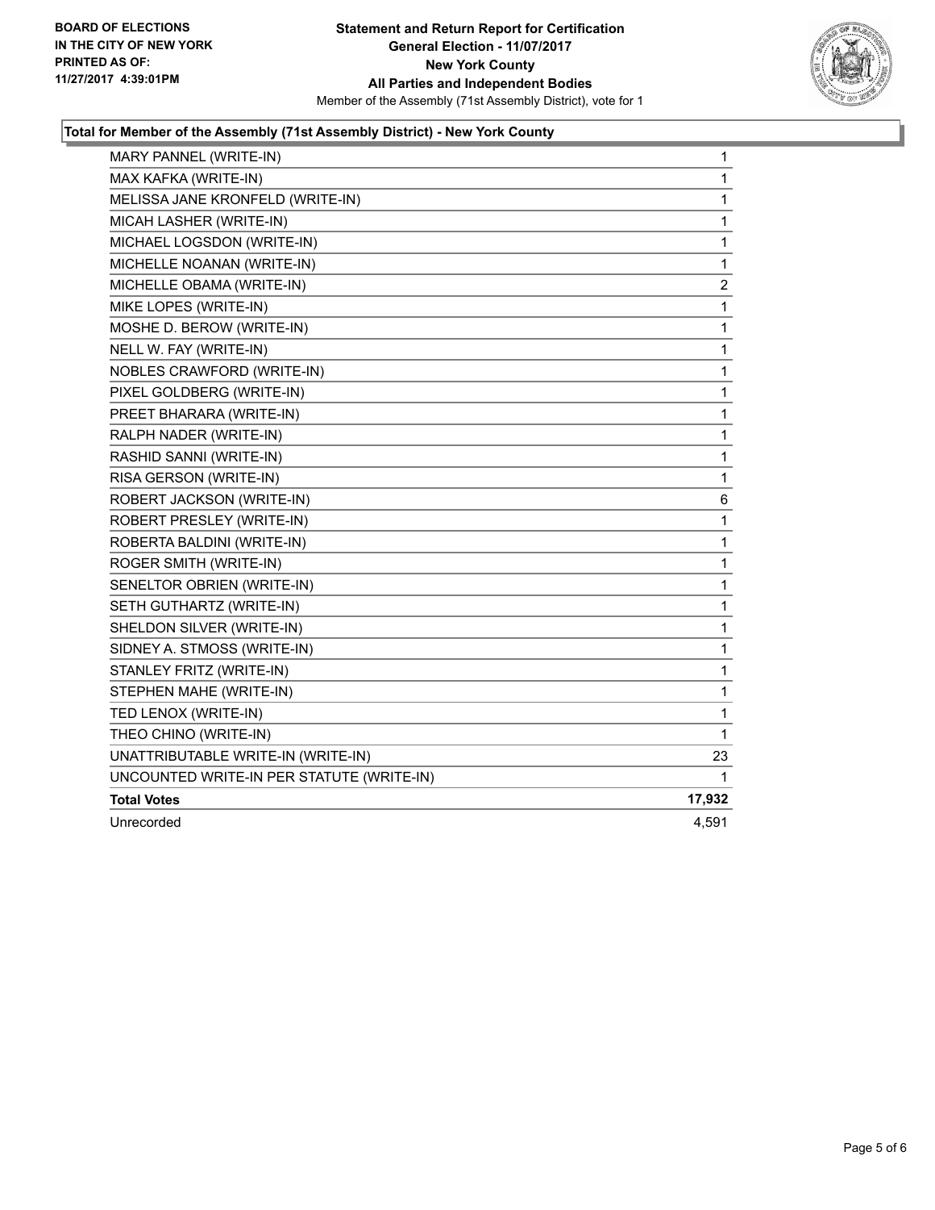**BOARD OF ELECTIONS IN THE CITY OF NEW YORK PRINTED AS OF: 11/27/2017 4:39:01PM**

**Statement and Return Report for Certification**
**General Election - 11/07/2017**
**New York County**
**All Parties and Independent Bodies**
Member of the Assembly (71st Assembly District), vote for 1

### Total for Member of the Assembly (71st Assembly District) - New York County

| | |
|---|---|
| MARY PANNEL (WRITE-IN) | 1 |
| MAX KAFKA (WRITE-IN) | 1 |
| MELISSA JANE KRONFELD (WRITE-IN) | 1 |
| MICAH LASHER (WRITE-IN) | 1 |
| MICHAEL LOGSDON (WRITE-IN) | 1 |
| MICHELLE NOANAN (WRITE-IN) | 1 |
| MICHELLE OBAMA (WRITE-IN) | 2 |
| MIKE LOPES (WRITE-IN) | 1 |
| MOSHE D. BEROW (WRITE-IN) | 1 |
| NELL W. FAY (WRITE-IN) | 1 |
| NOBLES CRAWFORD (WRITE-IN) | 1 |
| PIXEL GOLDBERG (WRITE-IN) | 1 |
| PREET BHARARA (WRITE-IN) | 1 |
| RALPH NADER (WRITE-IN) | 1 |
| RASHID SANNI (WRITE-IN) | 1 |
| RISA GERSON (WRITE-IN) | 1 |
| ROBERT JACKSON (WRITE-IN) | 6 |
| ROBERT PRESLEY (WRITE-IN) | 1 |
| ROBERTA BALDINI (WRITE-IN) | 1 |
| ROGER SMITH (WRITE-IN) | 1 |
| SENELTOR OBRIEN (WRITE-IN) | 1 |
| SETH GUTHARTZ (WRITE-IN) | 1 |
| SHELDON SILVER (WRITE-IN) | 1 |
| SIDNEY A. STMOSS (WRITE-IN) | 1 |
| STANLEY FRITZ (WRITE-IN) | 1 |
| STEPHEN MAHE (WRITE-IN) | 1 |
| TED LENOX (WRITE-IN) | 1 |
| THEO CHINO (WRITE-IN) | 1 |
| UNATTRIBUTABLE WRITE-IN (WRITE-IN) | 23 |
| UNCOUNTED WRITE-IN PER STATUTE (WRITE-IN) | 1 |
| **Total Votes** | **17,932** |
| Unrecorded | 4,591 |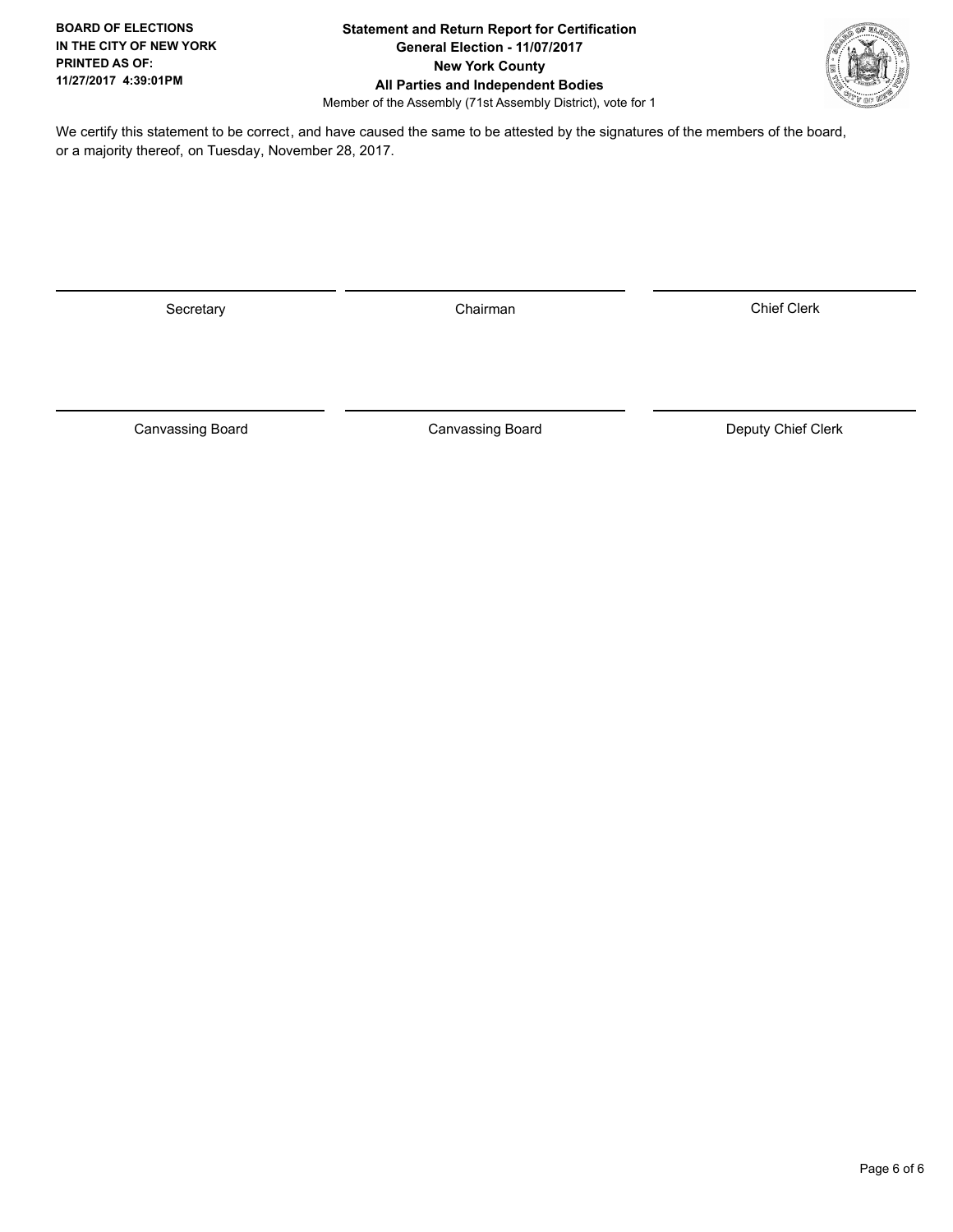**BOARD OF ELECTIONS IN THE CITY OF NEW YORK**
**PRINTED AS OF: 11/27/2017 4:39:01PM**

**Statement and Return Report for Certification**
**General Election - 11/07/2017**
**New York County**
**All Parties and Independent Bodies**
Member of the Assembly (71st Assembly District), vote for 1

We certify this statement to be correct, and have caused the same to be attested by the signatures of the members of the board, or a majority thereof, on Tuesday, November 28, 2017.

| | | |
|---|---|---|
| Secretary | Chairman | Chief Clerk |
| Canvassing Board | Canvassing Board | Deputy Chief Clerk |